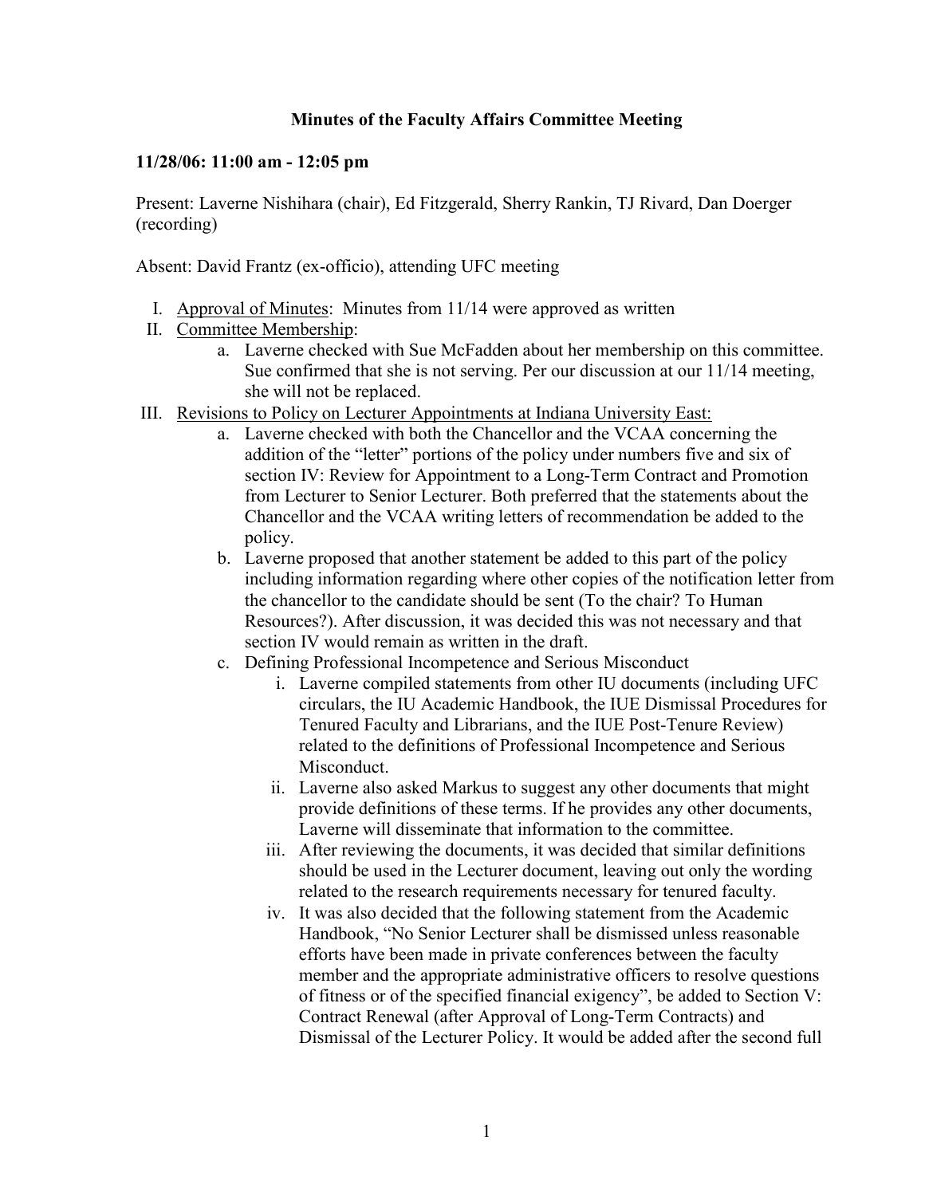# Minutes of the Faculty Affairs Committee Meeting

## 11/28/06: 11:00 am - 12:05 pm

Present: Laverne Nishihara (chair), Ed Fitzgerald, Sherry Rankin, TJ Rivard, Dan Doerger (recording)

Absent: David Frantz (ex-officio), attending UFC meeting

I. Approval of Minutes: Minutes from 11/14 were approved as written

II. Committee Membership:
   a. Laverne checked with Sue McFadden about her membership on this committee. Sue confirmed that she is not serving. Per our discussion at our 11/14 meeting, she will not be replaced.

III. Revisions to Policy on Lecturer Appointments at Indiana University East:
   a. Laverne checked with both the Chancellor and the VCAA concerning the addition of the "letter" portions of the policy under numbers five and six of section IV: Review for Appointment to a Long-Term Contract and Promotion from Lecturer to Senior Lecturer. Both preferred that the statements about the Chancellor and the VCAA writing letters of recommendation be added to the policy.
   b. Laverne proposed that another statement be added to this part of the policy including information regarding where other copies of the notification letter from the chancellor to the candidate should be sent (To the chair? To Human Resources?). After discussion, it was decided this was not necessary and that section IV would remain as written in the draft.
   c. Defining Professional Incompetence and Serious Misconduct
      i. Laverne compiled statements from other IU documents (including UFC circulars, the IU Academic Handbook, the IUE Dismissal Procedures for Tenured Faculty and Librarians, and the IUE Post-Tenure Review) related to the definitions of Professional Incompetence and Serious Misconduct.
      ii. Laverne also asked Markus to suggest any other documents that might provide definitions of these terms. If he provides any other documents, Laverne will disseminate that information to the committee.
      iii. After reviewing the documents, it was decided that similar definitions should be used in the Lecturer document, leaving out only the wording related to the research requirements necessary for tenured faculty.
      iv. It was also decided that the following statement from the Academic Handbook, "No Senior Lecturer shall be dismissed unless reasonable efforts have been made in private conferences between the faculty member and the appropriate administrative officers to resolve questions of fitness or of the specified financial exigency", be added to Section V: Contract Renewal (after Approval of Long-Term Contracts) and Dismissal of the Lecturer Policy. It would be added after the second full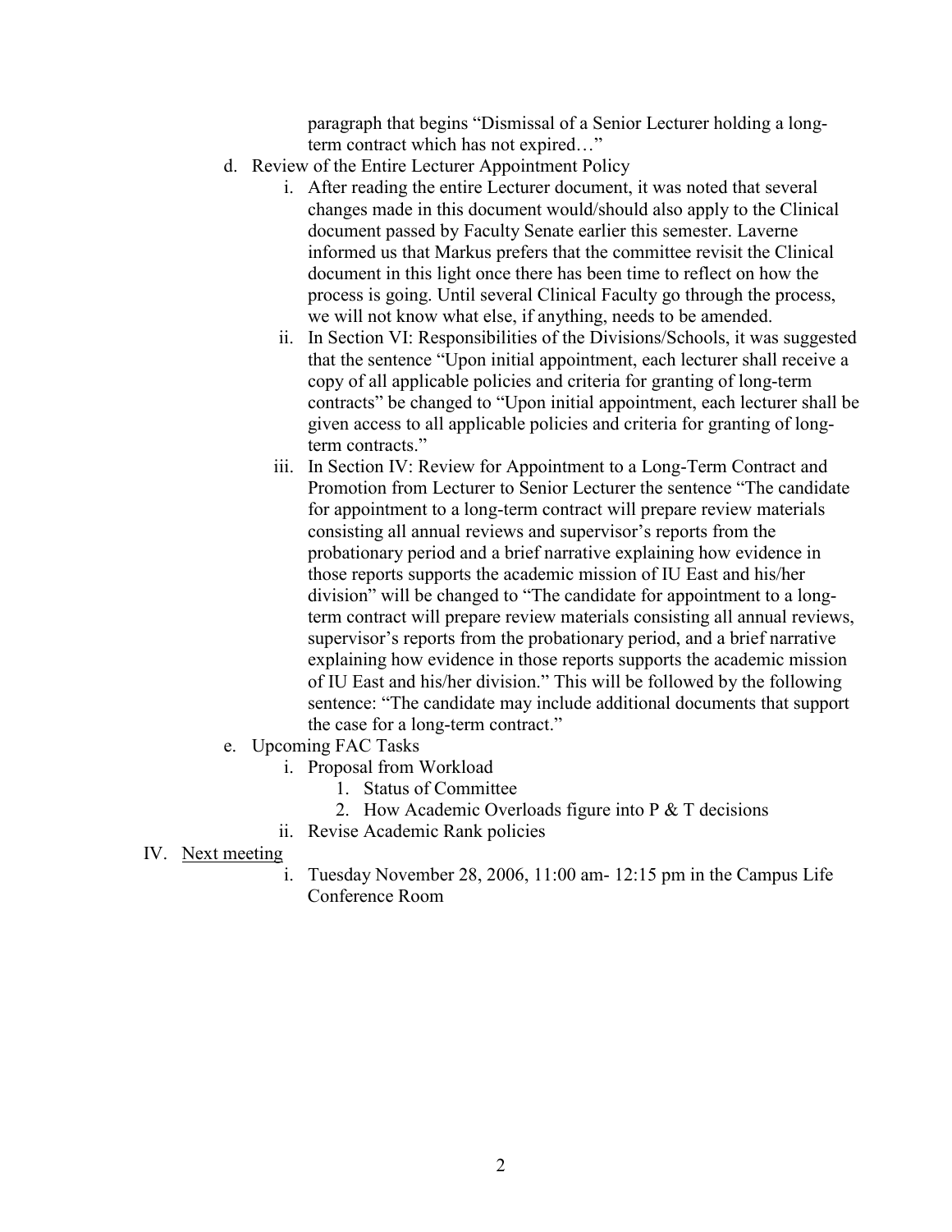paragraph that begins "Dismissal of a Senior Lecturer holding a long-term contract which has not expired…"

d. Review of the Entire Lecturer Appointment Policy
   i. After reading the entire Lecturer document, it was noted that several changes made in this document would/should also apply to the Clinical document passed by Faculty Senate earlier this semester. Laverne informed us that Markus prefers that the committee revisit the Clinical document in this light once there has been time to reflect on how the process is going. Until several Clinical Faculty go through the process, we will not know what else, if anything, needs to be amended.
   ii. In Section VI: Responsibilities of the Divisions/Schools, it was suggested that the sentence "Upon initial appointment, each lecturer shall receive a copy of all applicable policies and criteria for granting of long-term contracts" be changed to "Upon initial appointment, each lecturer shall be given access to all applicable policies and criteria for granting of long-term contracts."
   iii. In Section IV: Review for Appointment to a Long-Term Contract and Promotion from Lecturer to Senior Lecturer the sentence "The candidate for appointment to a long-term contract will prepare review materials consisting all annual reviews and supervisor's reports from the probationary period and a brief narrative explaining how evidence in those reports supports the academic mission of IU East and his/her division" will be changed to "The candidate for appointment to a long-term contract will prepare review materials consisting all annual reviews, supervisor's reports from the probationary period, and a brief narrative explaining how evidence in those reports supports the academic mission of IU East and his/her division." This will be followed by the following sentence: "The candidate may include additional documents that support the case for a long-term contract."

e. Upcoming FAC Tasks
   i. Proposal from Workload
      1. Status of Committee
      2. How Academic Overloads figure into P & T decisions
   ii. Revise Academic Rank policies

IV. <u>Next meeting</u>
   i. Tuesday November 28, 2006, 11:00 am- 12:15 pm in the Campus Life Conference Room